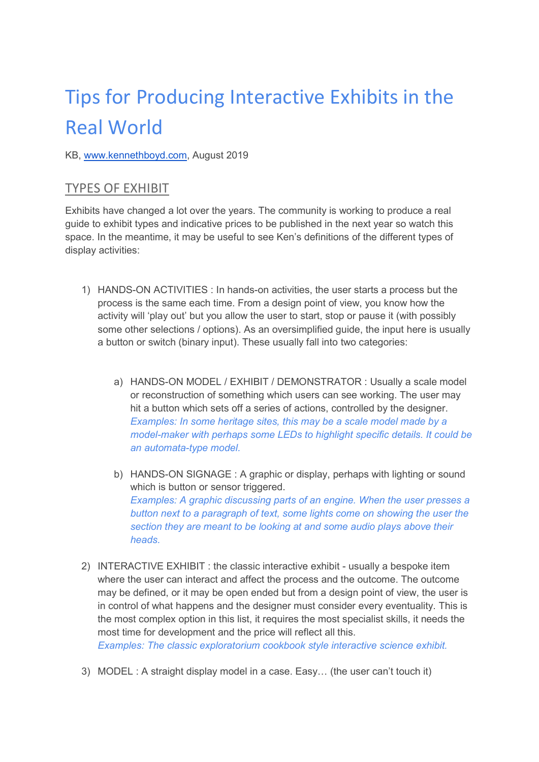# Tips for Producing Interactive Exhibits in the Real World

KB, www.kennethboyd.com, August 2019

## TYPES OF EXHIBIT

Exhibits have changed a lot over the years. The community is working to produce a real guide to exhibit types and indicative prices to be published in the next year so watch this space. In the meantime, it may be useful to see Ken's definitions of the different types of display activities:

1) HANDS-ON ACTIVITIES : In hands-on activities, the user starts a process but the process is the same each time. From a design point of view, you know how the activity will 'play out' but you allow the user to start, stop or pause it (with possibly some other selections / options). As an oversimplified guide, the input here is usually a button or switch (binary input). These usually fall into two categories:

   a) HANDS-ON MODEL / EXHIBIT / DEMONSTRATOR : Usually a scale model or reconstruction of something which users can see working. The user may hit a button which sets off a series of actions, controlled by the designer.
   *Examples: In some heritage sites, this may be a scale model made by a model-maker with perhaps some LEDs to highlight specific details. It could be an automata-type model.*

   b) HANDS-ON SIGNAGE : A graphic or display, perhaps with lighting or sound which is button or sensor triggered.
   *Examples: A graphic discussing parts of an engine. When the user presses a button next to a paragraph of text, some lights come on showing the user the section they are meant to be looking at and some audio plays above their heads.*

2) INTERACTIVE EXHIBIT : the classic interactive exhibit - usually a bespoke item where the user can interact and affect the process and the outcome. The outcome may be defined, or it may be open ended but from a design point of view, the user is in control of what happens and the designer must consider every eventuality. This is the most complex option in this list, it requires the most specialist skills, it needs the most time for development and the price will reflect all this.
*Examples: The classic exploratorium cookbook style interactive science exhibit.*

3) MODEL : A straight display model in a case. Easy… (the user can't touch it)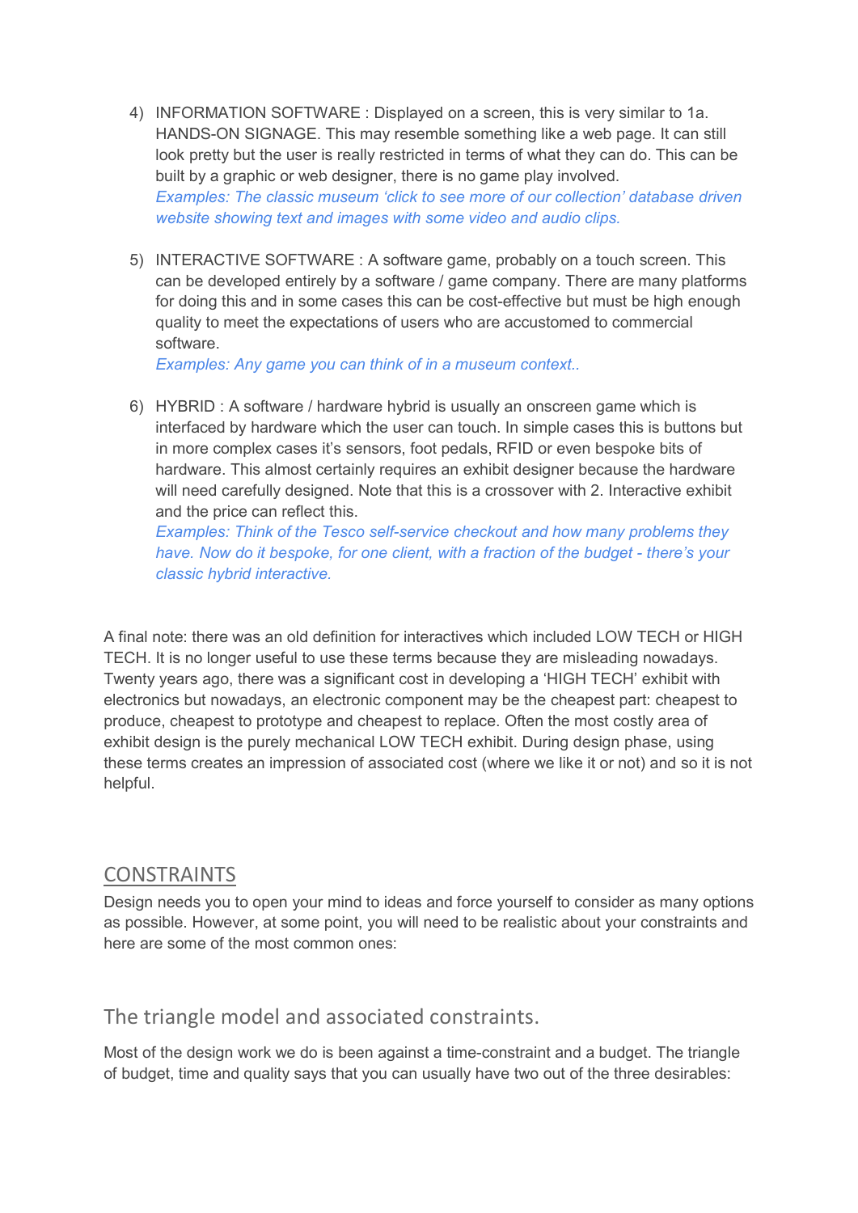4) INFORMATION SOFTWARE : Displayed on a screen, this is very similar to 1a. HANDS-ON SIGNAGE. This may resemble something like a web page. It can still look pretty but the user is really restricted in terms of what they can do. This can be built by a graphic or web designer, there is no game play involved.
   *Examples: The classic museum 'click to see more of our collection' database driven website showing text and images with some video and audio clips.*

5) INTERACTIVE SOFTWARE : A software game, probably on a touch screen. This can be developed entirely by a software / game company. There are many platforms for doing this and in some cases this can be cost-effective but must be high enough quality to meet the expectations of users who are accustomed to commercial software.
   *Examples: Any game you can think of in a museum context..*

6) HYBRID : A software / hardware hybrid is usually an onscreen game which is interfaced by hardware which the user can touch. In simple cases this is buttons but in more complex cases it's sensors, foot pedals, RFID or even bespoke bits of hardware. This almost certainly requires an exhibit designer because the hardware will need carefully designed. Note that this is a crossover with 2. Interactive exhibit and the price can reflect this.
   *Examples: Think of the Tesco self-service checkout and how many problems they have. Now do it bespoke, for one client, with a fraction of the budget - there's your classic hybrid interactive.*

A final note: there was an old definition for interactives which included LOW TECH or HIGH TECH. It is no longer useful to use these terms because they are misleading nowadays. Twenty years ago, there was a significant cost in developing a 'HIGH TECH' exhibit with electronics but nowadays, an electronic component may be the cheapest part: cheapest to produce, cheapest to prototype and cheapest to replace. Often the most costly area of exhibit design is the purely mechanical LOW TECH exhibit. During design phase, using these terms creates an impression of associated cost (where we like it or not) and so it is not helpful.

## CONSTRAINTS

Design needs you to open your mind to ideas and force yourself to consider as many options as possible. However, at some point, you will need to be realistic about your constraints and here are some of the most common ones:

### The triangle model and associated constraints.

Most of the design work we do is been against a time-constraint and a budget. The triangle of budget, time and quality says that you can usually have two out of the three desirables: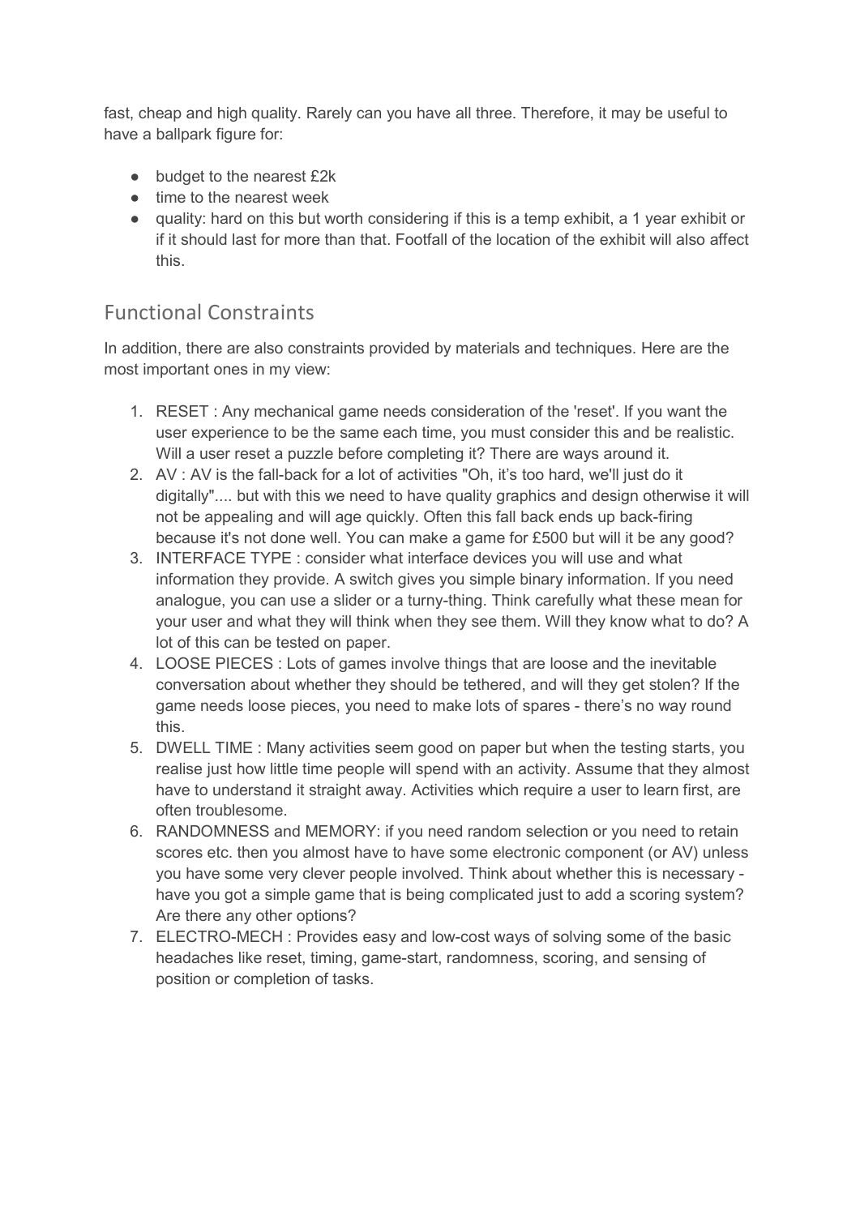fast, cheap and high quality. Rarely can you have all three. Therefore, it may be useful to have a ballpark figure for:

- budget to the nearest £2k
- time to the nearest week
- quality: hard on this but worth considering if this is a temp exhibit, a 1 year exhibit or if it should last for more than that. Footfall of the location of the exhibit will also affect this.

## Functional Constraints

In addition, there are also constraints provided by materials and techniques. Here are the most important ones in my view:

1. RESET : Any mechanical game needs consideration of the 'reset'. If you want the user experience to be the same each time, you must consider this and be realistic. Will a user reset a puzzle before completing it? There are ways around it.
2. AV : AV is the fall-back for a lot of activities "Oh, it's too hard, we'll just do it digitally".... but with this we need to have quality graphics and design otherwise it will not be appealing and will age quickly. Often this fall back ends up back-firing because it's not done well. You can make a game for £500 but will it be any good?
3. INTERFACE TYPE : consider what interface devices you will use and what information they provide. A switch gives you simple binary information. If you need analogue, you can use a slider or a turny-thing. Think carefully what these mean for your user and what they will think when they see them. Will they know what to do? A lot of this can be tested on paper.
4. LOOSE PIECES : Lots of games involve things that are loose and the inevitable conversation about whether they should be tethered, and will they get stolen? If the game needs loose pieces, you need to make lots of spares - there's no way round this.
5. DWELL TIME : Many activities seem good on paper but when the testing starts, you realise just how little time people will spend with an activity. Assume that they almost have to understand it straight away. Activities which require a user to learn first, are often troublesome.
6. RANDOMNESS and MEMORY: if you need random selection or you need to retain scores etc. then you almost have to have some electronic component (or AV) unless you have some very clever people involved. Think about whether this is necessary - have you got a simple game that is being complicated just to add a scoring system? Are there any other options?
7. ELECTRO-MECH : Provides easy and low-cost ways of solving some of the basic headaches like reset, timing, game-start, randomness, scoring, and sensing of position or completion of tasks.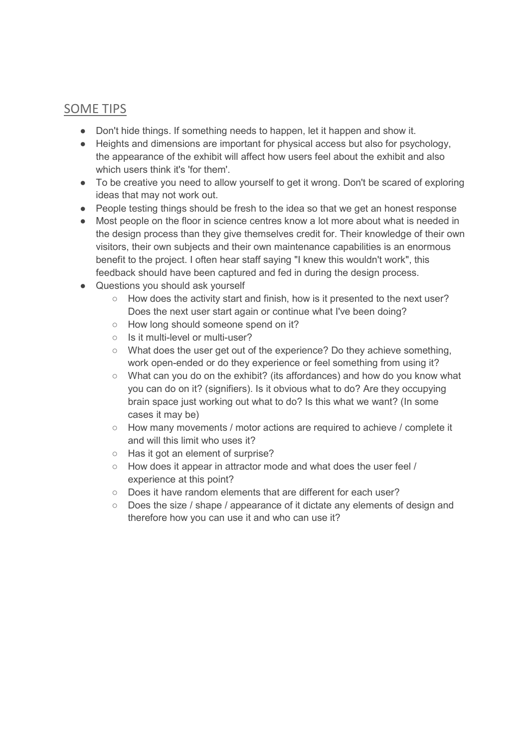## SOME TIPS

- Don't hide things. If something needs to happen, let it happen and show it.
- Heights and dimensions are important for physical access but also for psychology, the appearance of the exhibit will affect how users feel about the exhibit and also which users think it's 'for them'.
- To be creative you need to allow yourself to get it wrong. Don't be scared of exploring ideas that may not work out.
- People testing things should be fresh to the idea so that we get an honest response
- Most people on the floor in science centres know a lot more about what is needed in the design process than they give themselves credit for. Their knowledge of their own visitors, their own subjects and their own maintenance capabilities is an enormous benefit to the project. I often hear staff saying "I knew this wouldn't work", this feedback should have been captured and fed in during the design process.
- Questions you should ask yourself
    - How does the activity start and finish, how is it presented to the next user? Does the next user start again or continue what I've been doing?
    - How long should someone spend on it?
    - Is it multi-level or multi-user?
    - What does the user get out of the experience? Do they achieve something, work open-ended or do they experience or feel something from using it?
    - What can you do on the exhibit? (its affordances) and how do you know what you can do on it? (signifiers). Is it obvious what to do? Are they occupying brain space just working out what to do? Is this what we want? (In some cases it may be)
    - How many movements / motor actions are required to achieve / complete it and will this limit who uses it?
    - Has it got an element of surprise?
    - How does it appear in attractor mode and what does the user feel / experience at this point?
    - Does it have random elements that are different for each user?
    - Does the size / shape / appearance of it dictate any elements of design and therefore how you can use it and who can use it?